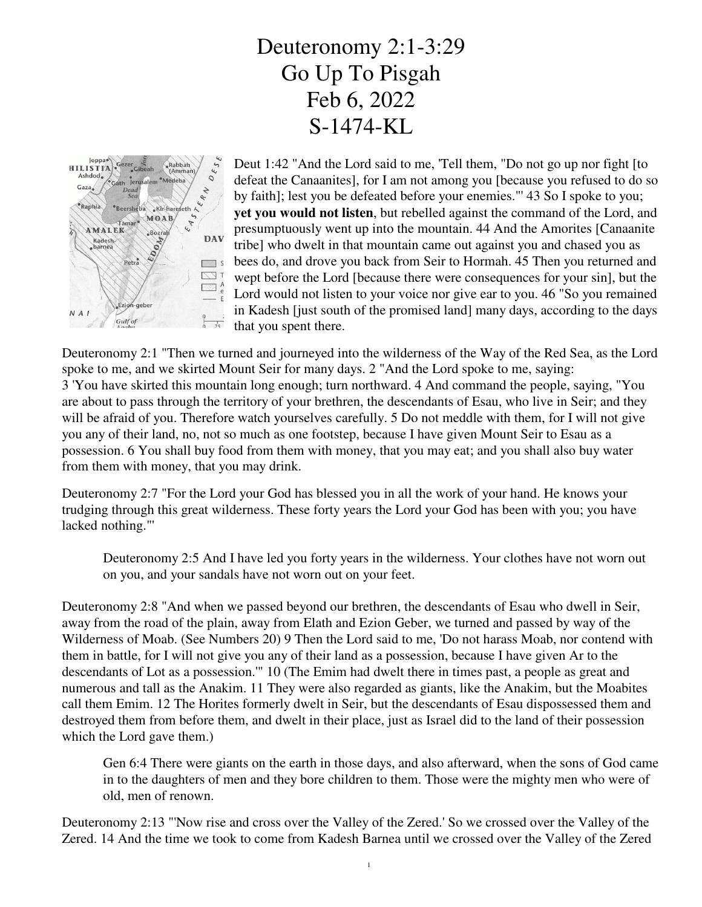# Deuteronomy 2:1-3:29
# Go Up To Pisgah
# Feb 6, 2022
# S-1474-KL

Deut 1:42 "And the Lord said to me, 'Tell them, "Do not go up nor fight [to defeat the Canaanites], for I am not among you [because you refused to do so by faith]; lest you be defeated before your enemies."' 43 So I spoke to you; **yet you would not listen**, but rebelled against the command of the Lord, and presumptuously went up into the mountain. 44 And the Amorites [Canaanite tribe] who dwelt in that mountain came out against you and chased you as bees do, and drove you back from Seir to Hormah. 45 Then you returned and wept before the Lord [because there were consequences for your sin], but the Lord would not listen to your voice nor give ear to you. 46 "So you remained in Kadesh [just south of the promised land] many days, according to the days that you spent there.

Deuteronomy 2:1 "Then we turned and journeyed into the wilderness of the Way of the Red Sea, as the Lord spoke to me, and we skirted Mount Seir for many days. 2 "And the Lord spoke to me, saying: 3 'You have skirted this mountain long enough; turn northward. 4 And command the people, saying, "You are about to pass through the territory of your brethren, the descendants of Esau, who live in Seir; and they will be afraid of you. Therefore watch yourselves carefully. 5 Do not meddle with them, for I will not give you any of their land, no, not so much as one footstep, because I have given Mount Seir to Esau as a possession. 6 You shall buy food from them with money, that you may eat; and you shall also buy water from them with money, that you may drink.

Deuteronomy 2:7 "For the Lord your God has blessed you in all the work of your hand. He knows your trudging through this great wilderness. These forty years the Lord your God has been with you; you have lacked nothing."'

> Deuteronomy 2:5 And I have led you forty years in the wilderness. Your clothes have not worn out on you, and your sandals have not worn out on your feet.

Deuteronomy 2:8 "And when we passed beyond our brethren, the descendants of Esau who dwell in Seir, away from the road of the plain, away from Elath and Ezion Geber, we turned and passed by way of the Wilderness of Moab. (See Numbers 20) 9 Then the Lord said to me, 'Do not harass Moab, nor contend with them in battle, for I will not give you any of their land as a possession, because I have given Ar to the descendants of Lot as a possession.'" 10 (The Emim had dwelt there in times past, a people as great and numerous and tall as the Anakim. 11 They were also regarded as giants, like the Anakim, but the Moabites call them Emim. 12 The Horites formerly dwelt in Seir, but the descendants of Esau dispossessed them and destroyed them from before them, and dwelt in their place, just as Israel did to the land of their possession which the Lord gave them.)

> Gen 6:4 There were giants on the earth in those days, and also afterward, when the sons of God came in to the daughters of men and they bore children to them. Those were the mighty men who were of old, men of renown.

Deuteronomy 2:13 "'Now rise and cross over the Valley of the Zered.' So we crossed over the Valley of the Zered. 14 And the time we took to come from Kadesh Barnea until we crossed over the Valley of the Zered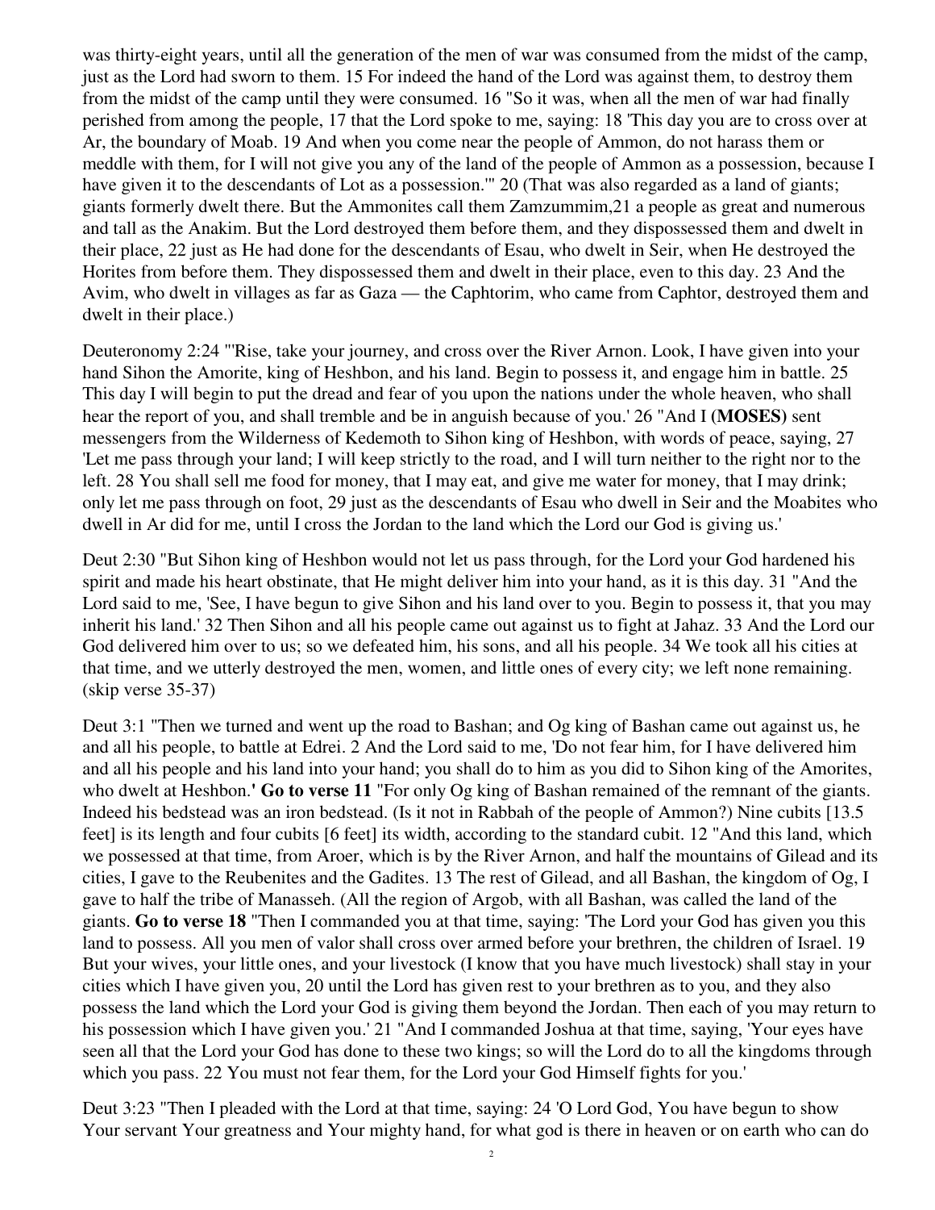was thirty-eight years, until all the generation of the men of war was consumed from the midst of the camp, just as the Lord had sworn to them. 15 For indeed the hand of the Lord was against them, to destroy them from the midst of the camp until they were consumed. 16 "So it was, when all the men of war had finally perished from among the people, 17 that the Lord spoke to me, saying: 18 'This day you are to cross over at Ar, the boundary of Moab. 19 And when you come near the people of Ammon, do not harass them or meddle with them, for I will not give you any of the land of the people of Ammon as a possession, because I have given it to the descendants of Lot as a possession.'" 20 (That was also regarded as a land of giants; giants formerly dwelt there. But the Ammonites call them Zamzummim,21 a people as great and numerous and tall as the Anakim. But the Lord destroyed them before them, and they dispossessed them and dwelt in their place, 22 just as He had done for the descendants of Esau, who dwelt in Seir, when He destroyed the Horites from before them. They dispossessed them and dwelt in their place, even to this day. 23 And the Avim, who dwelt in villages as far as Gaza — the Caphtorim, who came from Caphtor, destroyed them and dwelt in their place.)

Deuteronomy 2:24 "'Rise, take your journey, and cross over the River Arnon. Look, I have given into your hand Sihon the Amorite, king of Heshbon, and his land. Begin to possess it, and engage him in battle. 25 This day I will begin to put the dread and fear of you upon the nations under the whole heaven, who shall hear the report of you, and shall tremble and be in anguish because of you.' 26 "And I **(MOSES)** sent messengers from the Wilderness of Kedemoth to Sihon king of Heshbon, with words of peace, saying, 27 'Let me pass through your land; I will keep strictly to the road, and I will turn neither to the right nor to the left. 28 You shall sell me food for money, that I may eat, and give me water for money, that I may drink; only let me pass through on foot, 29 just as the descendants of Esau who dwell in Seir and the Moabites who dwell in Ar did for me, until I cross the Jordan to the land which the Lord our God is giving us.'

Deut 2:30 "But Sihon king of Heshbon would not let us pass through, for the Lord your God hardened his spirit and made his heart obstinate, that He might deliver him into your hand, as it is this day. 31 "And the Lord said to me, 'See, I have begun to give Sihon and his land over to you. Begin to possess it, that you may inherit his land.' 32 Then Sihon and all his people came out against us to fight at Jahaz. 33 And the Lord our God delivered him over to us; so we defeated him, his sons, and all his people. 34 We took all his cities at that time, and we utterly destroyed the men, women, and little ones of every city; we left none remaining. (skip verse 35-37)

Deut 3:1 "Then we turned and went up the road to Bashan; and Og king of Bashan came out against us, he and all his people, to battle at Edrei. 2 And the Lord said to me, 'Do not fear him, for I have delivered him and all his people and his land into your hand; you shall do to him as you did to Sihon king of the Amorites, who dwelt at Heshbon.**' Go to verse 11** "For only Og king of Bashan remained of the remnant of the giants. Indeed his bedstead was an iron bedstead. (Is it not in Rabbah of the people of Ammon?) Nine cubits [13.5 feet] is its length and four cubits [6 feet] its width, according to the standard cubit. 12 "And this land, which we possessed at that time, from Aroer, which is by the River Arnon, and half the mountains of Gilead and its cities, I gave to the Reubenites and the Gadites. 13 The rest of Gilead, and all Bashan, the kingdom of Og, I gave to half the tribe of Manasseh. (All the region of Argob, with all Bashan, was called the land of the giants. **Go to verse 18** "Then I commanded you at that time, saying: 'The Lord your God has given you this land to possess. All you men of valor shall cross over armed before your brethren, the children of Israel. 19 But your wives, your little ones, and your livestock (I know that you have much livestock) shall stay in your cities which I have given you, 20 until the Lord has given rest to your brethren as to you, and they also possess the land which the Lord your God is giving them beyond the Jordan. Then each of you may return to his possession which I have given you.' 21 "And I commanded Joshua at that time, saying, 'Your eyes have seen all that the Lord your God has done to these two kings; so will the Lord do to all the kingdoms through which you pass. 22 You must not fear them, for the Lord your God Himself fights for you.'

Deut 3:23 "Then I pleaded with the Lord at that time, saying: 24 'O Lord God, You have begun to show Your servant Your greatness and Your mighty hand, for what god is there in heaven or on earth who can do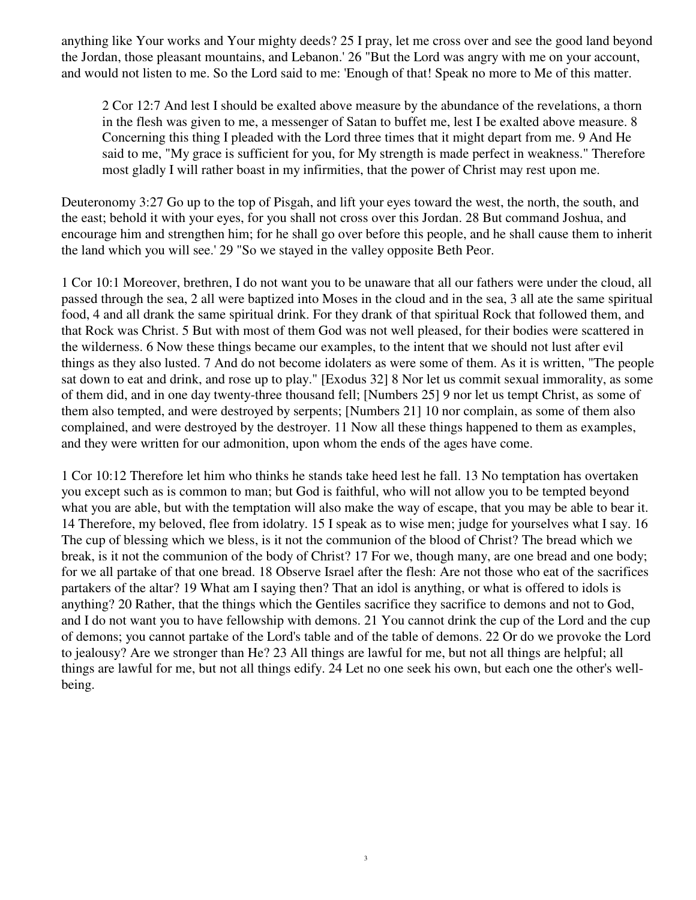anything like Your works and Your mighty deeds? 25 I pray, let me cross over and see the good land beyond the Jordan, those pleasant mountains, and Lebanon.' 26 "But the Lord was angry with me on your account, and would not listen to me. So the Lord said to me: 'Enough of that! Speak no more to Me of this matter.

> 2 Cor 12:7 And lest I should be exalted above measure by the abundance of the revelations, a thorn in the flesh was given to me, a messenger of Satan to buffet me, lest I be exalted above measure. 8 Concerning this thing I pleaded with the Lord three times that it might depart from me. 9 And He said to me, "My grace is sufficient for you, for My strength is made perfect in weakness." Therefore most gladly I will rather boast in my infirmities, that the power of Christ may rest upon me.

Deuteronomy 3:27 Go up to the top of Pisgah, and lift your eyes toward the west, the north, the south, and the east; behold it with your eyes, for you shall not cross over this Jordan. 28 But command Joshua, and encourage him and strengthen him; for he shall go over before this people, and he shall cause them to inherit the land which you will see.' 29 "So we stayed in the valley opposite Beth Peor.

1 Cor 10:1 Moreover, brethren, I do not want you to be unaware that all our fathers were under the cloud, all passed through the sea, 2 all were baptized into Moses in the cloud and in the sea, 3 all ate the same spiritual food, 4 and all drank the same spiritual drink. For they drank of that spiritual Rock that followed them, and that Rock was Christ. 5 But with most of them God was not well pleased, for their bodies were scattered in the wilderness. 6 Now these things became our examples, to the intent that we should not lust after evil things as they also lusted. 7 And do not become idolaters as were some of them. As it is written, "The people sat down to eat and drink, and rose up to play." [Exodus 32] 8 Nor let us commit sexual immorality, as some of them did, and in one day twenty-three thousand fell; [Numbers 25] 9 nor let us tempt Christ, as some of them also tempted, and were destroyed by serpents; [Numbers 21] 10 nor complain, as some of them also complained, and were destroyed by the destroyer. 11 Now all these things happened to them as examples, and they were written for our admonition, upon whom the ends of the ages have come.

1 Cor 10:12 Therefore let him who thinks he stands take heed lest he fall. 13 No temptation has overtaken you except such as is common to man; but God is faithful, who will not allow you to be tempted beyond what you are able, but with the temptation will also make the way of escape, that you may be able to bear it. 14 Therefore, my beloved, flee from idolatry. 15 I speak as to wise men; judge for yourselves what I say. 16 The cup of blessing which we bless, is it not the communion of the blood of Christ? The bread which we break, is it not the communion of the body of Christ? 17 For we, though many, are one bread and one body; for we all partake of that one bread. 18 Observe Israel after the flesh: Are not those who eat of the sacrifices partakers of the altar? 19 What am I saying then? That an idol is anything, or what is offered to idols is anything? 20 Rather, that the things which the Gentiles sacrifice they sacrifice to demons and not to God, and I do not want you to have fellowship with demons. 21 You cannot drink the cup of the Lord and the cup of demons; you cannot partake of the Lord's table and of the table of demons. 22 Or do we provoke the Lord to jealousy? Are we stronger than He? 23 All things are lawful for me, but not all things are helpful; all things are lawful for me, but not all things edify. 24 Let no one seek his own, but each one the other's well-being.